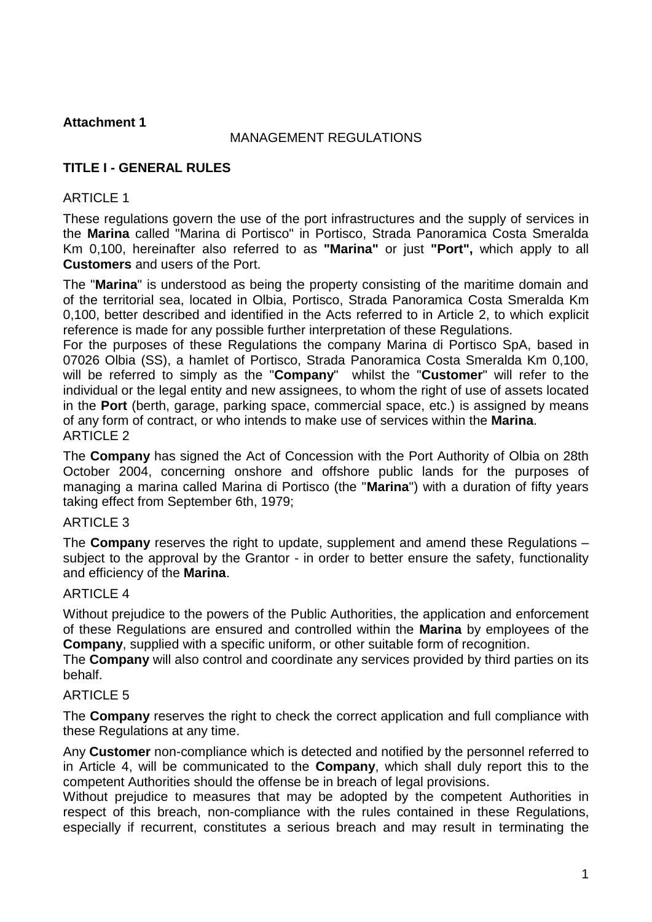**Attachment 1**

MANAGEMENT REGULATIONS

## TITLE I - GENERAL RULES

ARTICLE 1

These regulations govern the use of the port infrastructures and the supply of services in the **Marina** called "Marina di Portisco" in Portisco, Strada Panoramica Costa Smeralda Km 0,100, hereinafter also referred to as **"Marina"** or just **"Port",** which apply to all **Customers** and users of the Port.

The "**Marina**" is understood as being the property consisting of the maritime domain and of the territorial sea, located in Olbia, Portisco, Strada Panoramica Costa Smeralda Km 0,100, better described and identified in the Acts referred to in Article 2, to which explicit reference is made for any possible further interpretation of these Regulations.

For the purposes of these Regulations the company Marina di Portisco SpA, based in 07026 Olbia (SS), a hamlet of Portisco, Strada Panoramica Costa Smeralda Km 0,100, will be referred to simply as the "**Company**" whilst the "**Customer**" will refer to the individual or the legal entity and new assignees, to whom the right of use of assets located in the **Port** (berth, garage, parking space, commercial space, etc.) is assigned by means of any form of contract, or who intends to make use of services within the **Marina**.

ARTICLE 2

The **Company** has signed the Act of Concession with the Port Authority of Olbia on 28th October 2004, concerning onshore and offshore public lands for the purposes of managing a marina called Marina di Portisco (the "**Marina**") with a duration of fifty years taking effect from September 6th, 1979;

ARTICLE 3

The **Company** reserves the right to update, supplement and amend these Regulations – subject to the approval by the Grantor - in order to better ensure the safety, functionality and efficiency of the **Marina**.

ARTICLE 4

Without prejudice to the powers of the Public Authorities, the application and enforcement of these Regulations are ensured and controlled within the **Marina** by employees of the **Company**, supplied with a specific uniform, or other suitable form of recognition.

The **Company** will also control and coordinate any services provided by third parties on its behalf.

ARTICLE 5

The **Company** reserves the right to check the correct application and full compliance with these Regulations at any time.

Any **Customer** non-compliance which is detected and notified by the personnel referred to in Article 4, will be communicated to the **Company**, which shall duly report this to the competent Authorities should the offense be in breach of legal provisions.

Without prejudice to measures that may be adopted by the competent Authorities in respect of this breach, non-compliance with the rules contained in these Regulations, especially if recurrent, constitutes a serious breach and may result in terminating the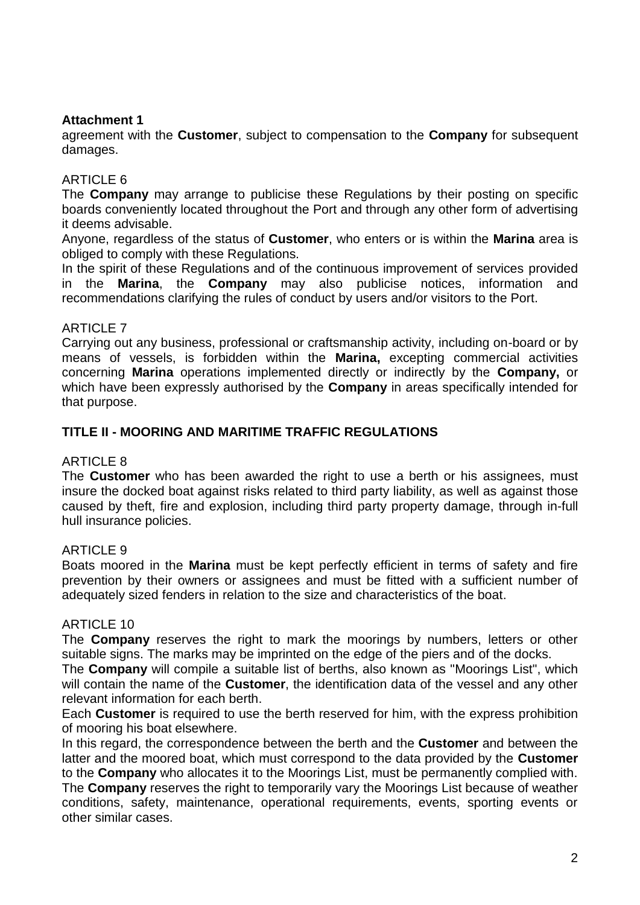**Attachment 1**

agreement with the **Customer**, subject to compensation to the **Company** for subsequent damages.

ARTICLE 6

The **Company** may arrange to publicise these Regulations by their posting on specific boards conveniently located throughout the Port and through any other form of advertising it deems advisable.

Anyone, regardless of the status of **Customer**, who enters or is within the **Marina** area is obliged to comply with these Regulations.

In the spirit of these Regulations and of the continuous improvement of services provided in the **Marina**, the **Company** may also publicise notices, information and recommendations clarifying the rules of conduct by users and/or visitors to the Port.

ARTICLE 7

Carrying out any business, professional or craftsmanship activity, including on-board or by means of vessels, is forbidden within the **Marina,** excepting commercial activities concerning **Marina** operations implemented directly or indirectly by the **Company,** or which have been expressly authorised by the **Company** in areas specifically intended for that purpose.

## TITLE II - MOORING AND MARITIME TRAFFIC REGULATIONS

ARTICLE 8

The **Customer** who has been awarded the right to use a berth or his assignees, must insure the docked boat against risks related to third party liability, as well as against those caused by theft, fire and explosion, including third party property damage, through in-full hull insurance policies.

ARTICLE 9

Boats moored in the **Marina** must be kept perfectly efficient in terms of safety and fire prevention by their owners or assignees and must be fitted with a sufficient number of adequately sized fenders in relation to the size and characteristics of the boat.

ARTICLE 10

The **Company** reserves the right to mark the moorings by numbers, letters or other suitable signs. The marks may be imprinted on the edge of the piers and of the docks.

The **Company** will compile a suitable list of berths, also known as "Moorings List", which will contain the name of the **Customer**, the identification data of the vessel and any other relevant information for each berth.

Each **Customer** is required to use the berth reserved for him, with the express prohibition of mooring his boat elsewhere.

In this regard, the correspondence between the berth and the **Customer** and between the latter and the moored boat, which must correspond to the data provided by the **Customer** to the **Company** who allocates it to the Moorings List, must be permanently complied with.

The **Company** reserves the right to temporarily vary the Moorings List because of weather conditions, safety, maintenance, operational requirements, events, sporting events or other similar cases.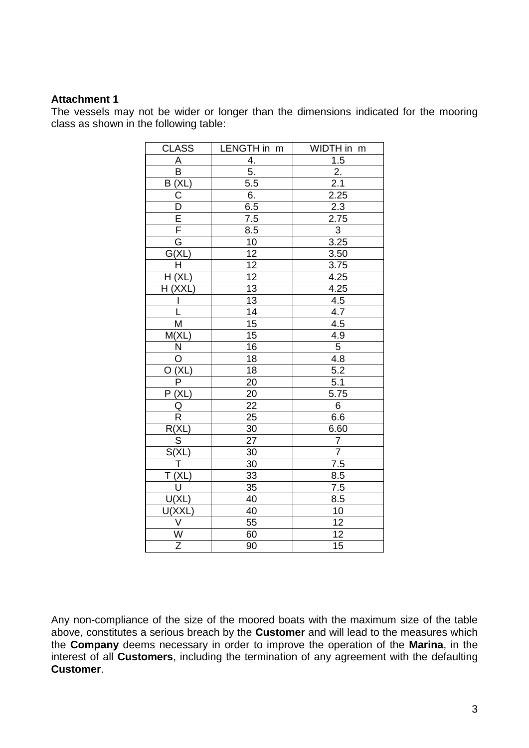**Attachment 1**

The vessels may not be wider or longer than the dimensions indicated for the mooring class as shown in the following table:

| CLASS | LENGTH in m | WIDTH in m |
|---|---|---|
| A | 4. | 1.5 |
| B | 5. | 2. |
| B (XL) | 5.5 | 2.1 |
| C | 6. | 2.25 |
| D | 6.5 | 2.3 |
| E | 7.5 | 2.75 |
| F | 8.5 | 3 |
| G | 10 | 3.25 |
| G(XL) | 12 | 3.50 |
| H | 12 | 3.75 |
| H (XL) | 12 | 4.25 |
| H (XXL) | 13 | 4.25 |
| I | 13 | 4.5 |
| L | 14 | 4.7 |
| M | 15 | 4.5 |
| M(XL) | 15 | 4.9 |
| N | 16 | 5 |
| O | 18 | 4.8 |
| O (XL) | 18 | 5.2 |
| P | 20 | 5.1 |
| P (XL) | 20 | 5.75 |
| Q | 22 | 6 |
| R | 25 | 6.6 |
| R(XL) | 30 | 6.60 |
| S | 27 | 7 |
| S(XL) | 30 | 7 |
| T | 30 | 7.5 |
| T (XL) | 33 | 8.5 |
| U | 35 | 7.5 |
| U(XL) | 40 | 8.5 |
| U(XXL) | 40 | 10 |
| V | 55 | 12 |
| W | 60 | 12 |
| Z | 90 | 15 |

Any non-compliance of the size of the moored boats with the maximum size of the table above, constitutes a serious breach by the **Customer** and will lead to the measures which the **Company** deems necessary in order to improve the operation of the **Marina**, in the interest of all **Customers**, including the termination of any agreement with the defaulting **Customer**.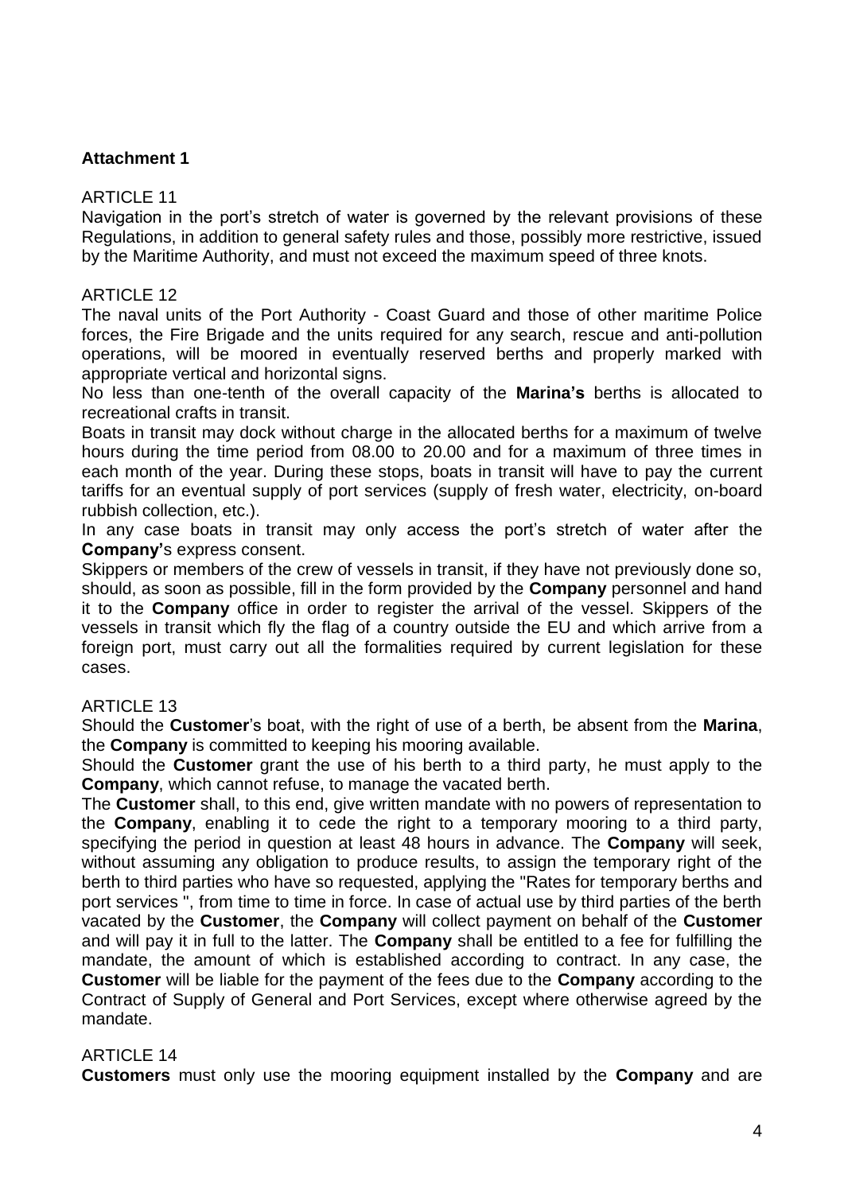**Attachment 1**

ARTICLE 11

Navigation in the port's stretch of water is governed by the relevant provisions of these Regulations, in addition to general safety rules and those, possibly more restrictive, issued by the Maritime Authority, and must not exceed the maximum speed of three knots.

ARTICLE 12

The naval units of the Port Authority - Coast Guard and those of other maritime Police forces, the Fire Brigade and the units required for any search, rescue and anti-pollution operations, will be moored in eventually reserved berths and properly marked with appropriate vertical and horizontal signs.

No less than one-tenth of the overall capacity of the **Marina's** berths is allocated to recreational crafts in transit.

Boats in transit may dock without charge in the allocated berths for a maximum of twelve hours during the time period from 08.00 to 20.00 and for a maximum of three times in each month of the year. During these stops, boats in transit will have to pay the current tariffs for an eventual supply of port services (supply of fresh water, electricity, on-board rubbish collection, etc.).

In any case boats in transit may only access the port's stretch of water after the **Company'**s express consent.

Skippers or members of the crew of vessels in transit, if they have not previously done so, should, as soon as possible, fill in the form provided by the **Company** personnel and hand it to the **Company** office in order to register the arrival of the vessel. Skippers of the vessels in transit which fly the flag of a country outside the EU and which arrive from a foreign port, must carry out all the formalities required by current legislation for these cases.

ARTICLE 13

Should the **Customer**'s boat, with the right of use of a berth, be absent from the **Marina**, the **Company** is committed to keeping his mooring available.

Should the **Customer** grant the use of his berth to a third party, he must apply to the **Company**, which cannot refuse, to manage the vacated berth.

The **Customer** shall, to this end, give written mandate with no powers of representation to the **Company**, enabling it to cede the right to a temporary mooring to a third party, specifying the period in question at least 48 hours in advance. The **Company** will seek, without assuming any obligation to produce results, to assign the temporary right of the berth to third parties who have so requested, applying the "Rates for temporary berths and port services ", from time to time in force. In case of actual use by third parties of the berth vacated by the **Customer**, the **Company** will collect payment on behalf of the **Customer** and will pay it in full to the latter. The **Company** shall be entitled to a fee for fulfilling the mandate, the amount of which is established according to contract. In any case, the **Customer** will be liable for the payment of the fees due to the **Company** according to the Contract of Supply of General and Port Services, except where otherwise agreed by the mandate.

ARTICLE 14

**Customers** must only use the mooring equipment installed by the **Company** and are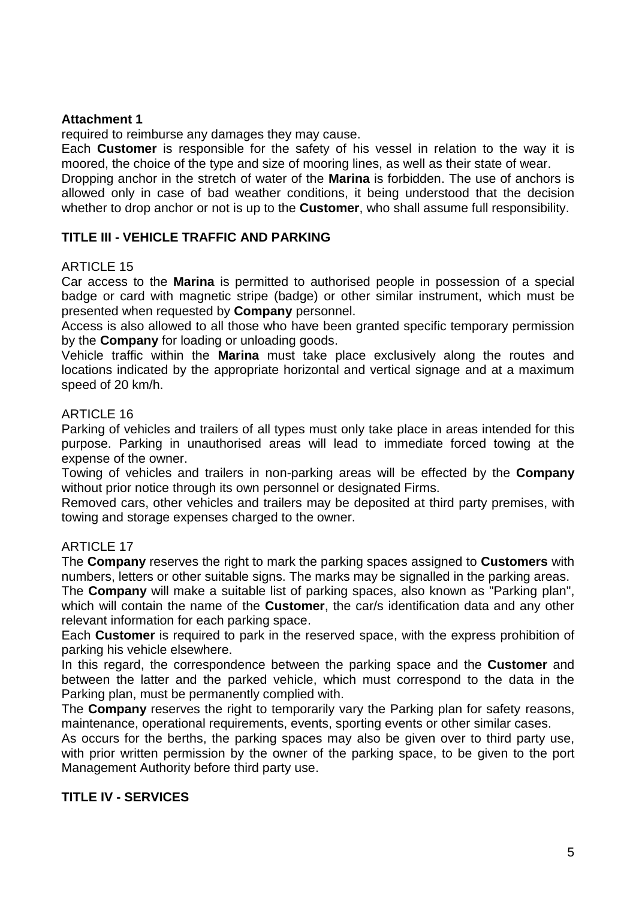**Attachment 1**

required to reimburse any damages they may cause.

Each **Customer** is responsible for the safety of his vessel in relation to the way it is moored, the choice of the type and size of mooring lines, as well as their state of wear.

Dropping anchor in the stretch of water of the **Marina** is forbidden. The use of anchors is allowed only in case of bad weather conditions, it being understood that the decision whether to drop anchor or not is up to the **Customer**, who shall assume full responsibility.

## TITLE III - VEHICLE TRAFFIC AND PARKING

ARTICLE 15

Car access to the **Marina** is permitted to authorised people in possession of a special badge or card with magnetic stripe (badge) or other similar instrument, which must be presented when requested by **Company** personnel.

Access is also allowed to all those who have been granted specific temporary permission by the **Company** for loading or unloading goods.

Vehicle traffic within the **Marina** must take place exclusively along the routes and locations indicated by the appropriate horizontal and vertical signage and at a maximum speed of 20 km/h.

ARTICLE 16

Parking of vehicles and trailers of all types must only take place in areas intended for this purpose. Parking in unauthorised areas will lead to immediate forced towing at the expense of the owner.

Towing of vehicles and trailers in non-parking areas will be effected by the **Company** without prior notice through its own personnel or designated Firms.

Removed cars, other vehicles and trailers may be deposited at third party premises, with towing and storage expenses charged to the owner.

ARTICLE 17

The **Company** reserves the right to mark the parking spaces assigned to **Customers** with numbers, letters or other suitable signs. The marks may be signalled in the parking areas.

The **Company** will make a suitable list of parking spaces, also known as "Parking plan", which will contain the name of the **Customer**, the car/s identification data and any other relevant information for each parking space.

Each **Customer** is required to park in the reserved space, with the express prohibition of parking his vehicle elsewhere.

In this regard, the correspondence between the parking space and the **Customer** and between the latter and the parked vehicle, which must correspond to the data in the Parking plan, must be permanently complied with.

The **Company** reserves the right to temporarily vary the Parking plan for safety reasons, maintenance, operational requirements, events, sporting events or other similar cases.

As occurs for the berths, the parking spaces may also be given over to third party use, with prior written permission by the owner of the parking space, to be given to the port Management Authority before third party use.

## TITLE IV - SERVICES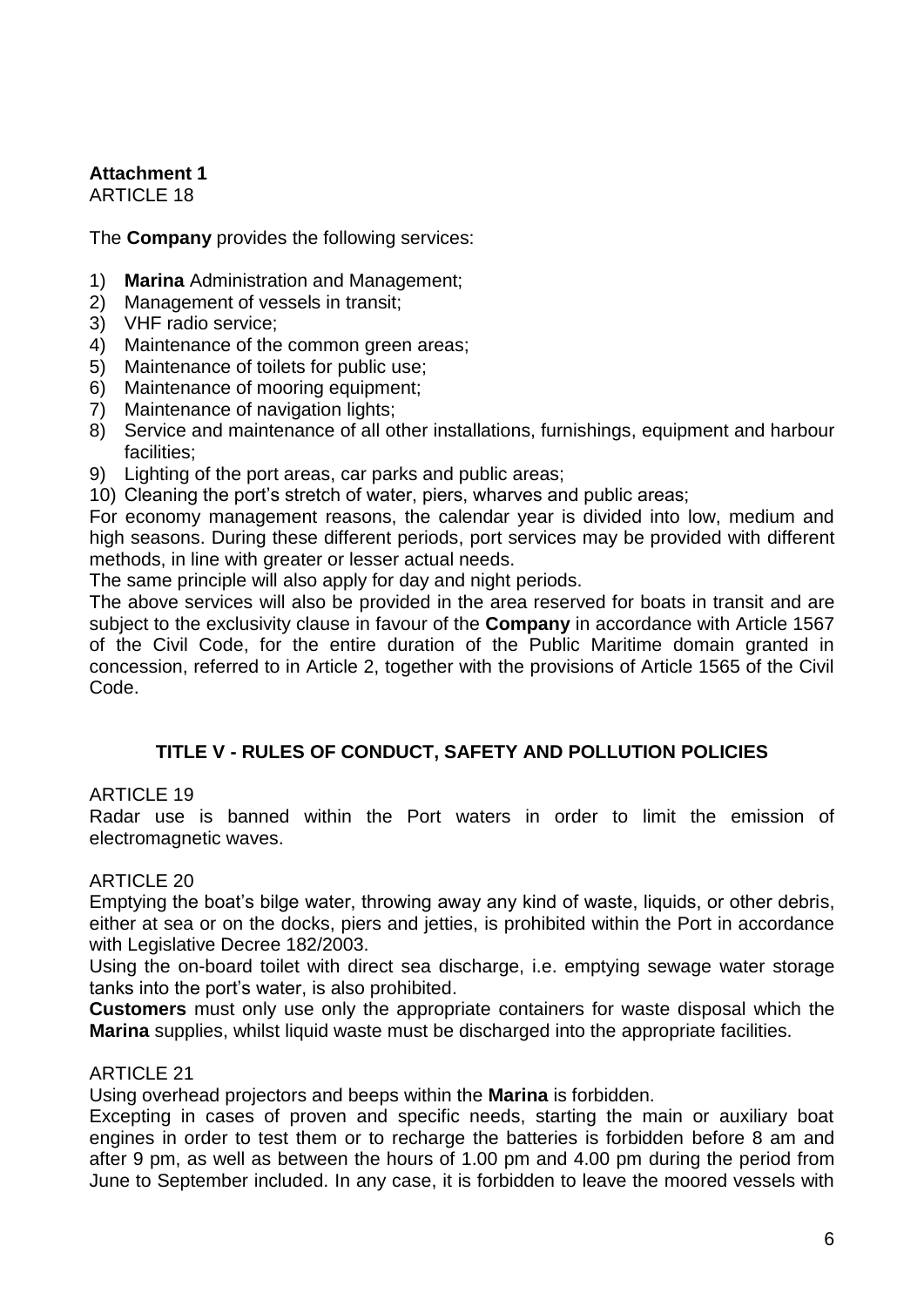**Attachment 1**
ARTICLE 18

The **Company** provides the following services:

1) **Marina** Administration and Management;
2) Management of vessels in transit;
3) VHF radio service;
4) Maintenance of the common green areas;
5) Maintenance of toilets for public use;
6) Maintenance of mooring equipment;
7) Maintenance of navigation lights;
8) Service and maintenance of all other installations, furnishings, equipment and harbour facilities;
9) Lighting of the port areas, car parks and public areas;
10) Cleaning the port's stretch of water, piers, wharves and public areas;

For economy management reasons, the calendar year is divided into low, medium and high seasons. During these different periods, port services may be provided with different methods, in line with greater or lesser actual needs.
The same principle will also apply for day and night periods.
The above services will also be provided in the area reserved for boats in transit and are subject to the exclusivity clause in favour of the **Company** in accordance with Article 1567 of the Civil Code, for the entire duration of the Public Maritime domain granted in concession, referred to in Article 2, together with the provisions of Article 1565 of the Civil Code.

## TITLE V - RULES OF CONDUCT, SAFETY AND POLLUTION POLICIES

ARTICLE 19
Radar use is banned within the Port waters in order to limit the emission of electromagnetic waves.

ARTICLE 20
Emptying the boat's bilge water, throwing away any kind of waste, liquids, or other debris, either at sea or on the docks, piers and jetties, is prohibited within the Port in accordance with Legislative Decree 182/2003.
Using the on-board toilet with direct sea discharge, i.e. emptying sewage water storage tanks into the port's water, is also prohibited.
**Customers** must only use only the appropriate containers for waste disposal which the **Marina** supplies, whilst liquid waste must be discharged into the appropriate facilities.

ARTICLE 21
Using overhead projectors and beeps within the **Marina** is forbidden.
Excepting in cases of proven and specific needs, starting the main or auxiliary boat engines in order to test them or to recharge the batteries is forbidden before 8 am and after 9 pm, as well as between the hours of 1.00 pm and 4.00 pm during the period from June to September included. In any case, it is forbidden to leave the moored vessels with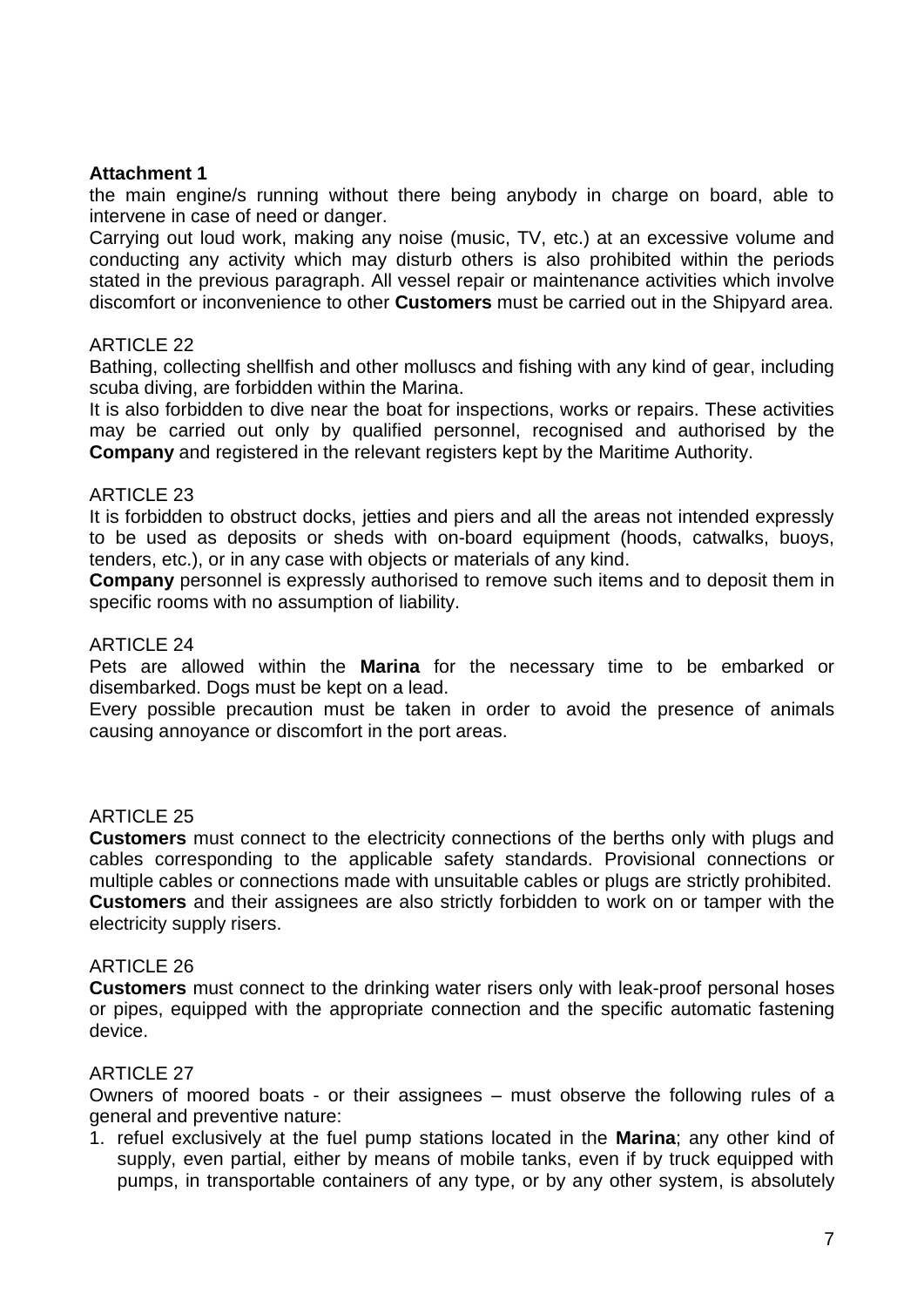**Attachment 1**

the main engine/s running without there being anybody in charge on board, able to intervene in case of need or danger.

Carrying out loud work, making any noise (music, TV, etc.) at an excessive volume and conducting any activity which may disturb others is also prohibited within the periods stated in the previous paragraph. All vessel repair or maintenance activities which involve discomfort or inconvenience to other **Customers** must be carried out in the Shipyard area.

ARTICLE 22

Bathing, collecting shellfish and other molluscs and fishing with any kind of gear, including scuba diving, are forbidden within the Marina.

It is also forbidden to dive near the boat for inspections, works or repairs. These activities may be carried out only by qualified personnel, recognised and authorised by the **Company** and registered in the relevant registers kept by the Maritime Authority.

ARTICLE 23

It is forbidden to obstruct docks, jetties and piers and all the areas not intended expressly to be used as deposits or sheds with on-board equipment (hoods, catwalks, buoys, tenders, etc.), or in any case with objects or materials of any kind.

**Company** personnel is expressly authorised to remove such items and to deposit them in specific rooms with no assumption of liability.

ARTICLE 24

Pets are allowed within the **Marina** for the necessary time to be embarked or disembarked. Dogs must be kept on a lead.

Every possible precaution must be taken in order to avoid the presence of animals causing annoyance or discomfort in the port areas.

ARTICLE 25

**Customers** must connect to the electricity connections of the berths only with plugs and cables corresponding to the applicable safety standards. Provisional connections or multiple cables or connections made with unsuitable cables or plugs are strictly prohibited.

**Customers** and their assignees are also strictly forbidden to work on or tamper with the electricity supply risers.

ARTICLE 26

**Customers** must connect to the drinking water risers only with leak-proof personal hoses or pipes, equipped with the appropriate connection and the specific automatic fastening device.

ARTICLE 27

Owners of moored boats - or their assignees – must observe the following rules of a general and preventive nature:

1. refuel exclusively at the fuel pump stations located in the **Marina**; any other kind of supply, even partial, either by means of mobile tanks, even if by truck equipped with pumps, in transportable containers of any type, or by any other system, is absolutely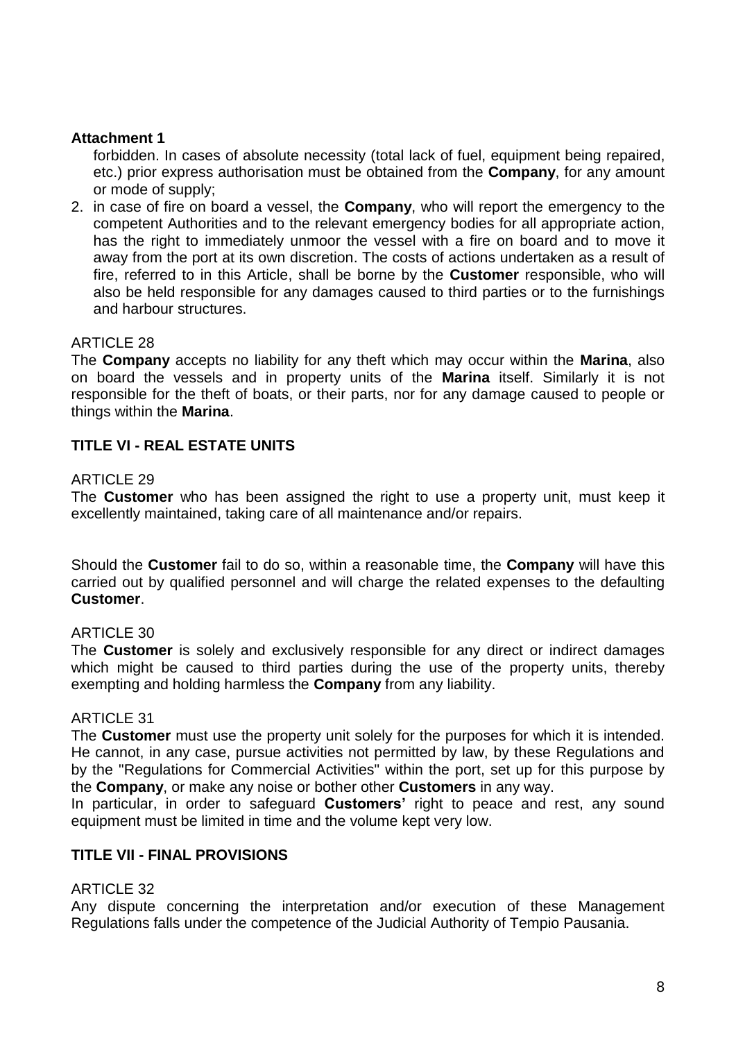**Attachment 1**

forbidden. In cases of absolute necessity (total lack of fuel, equipment being repaired, etc.) prior express authorisation must be obtained from the **Company**, for any amount or mode of supply;

2. in case of fire on board a vessel, the **Company**, who will report the emergency to the competent Authorities and to the relevant emergency bodies for all appropriate action, has the right to immediately unmoor the vessel with a fire on board and to move it away from the port at its own discretion. The costs of actions undertaken as a result of fire, referred to in this Article, shall be borne by the **Customer** responsible, who will also be held responsible for any damages caused to third parties or to the furnishings and harbour structures.

ARTICLE 28

The **Company** accepts no liability for any theft which may occur within the **Marina**, also on board the vessels and in property units of the **Marina** itself. Similarly it is not responsible for the theft of boats, or their parts, nor for any damage caused to people or things within the **Marina**.

## TITLE VI - REAL ESTATE UNITS

ARTICLE 29

The **Customer** who has been assigned the right to use a property unit, must keep it excellently maintained, taking care of all maintenance and/or repairs.

Should the **Customer** fail to do so, within a reasonable time, the **Company** will have this carried out by qualified personnel and will charge the related expenses to the defaulting **Customer**.

ARTICLE 30

The **Customer** is solely and exclusively responsible for any direct or indirect damages which might be caused to third parties during the use of the property units, thereby exempting and holding harmless the **Company** from any liability.

ARTICLE 31

The **Customer** must use the property unit solely for the purposes for which it is intended. He cannot, in any case, pursue activities not permitted by law, by these Regulations and by the "Regulations for Commercial Activities" within the port, set up for this purpose by the **Company**, or make any noise or bother other **Customers** in any way.

In particular, in order to safeguard **Customers'** right to peace and rest, any sound equipment must be limited in time and the volume kept very low.

## TITLE VII - FINAL PROVISIONS

ARTICLE 32

Any dispute concerning the interpretation and/or execution of these Management Regulations falls under the competence of the Judicial Authority of Tempio Pausania.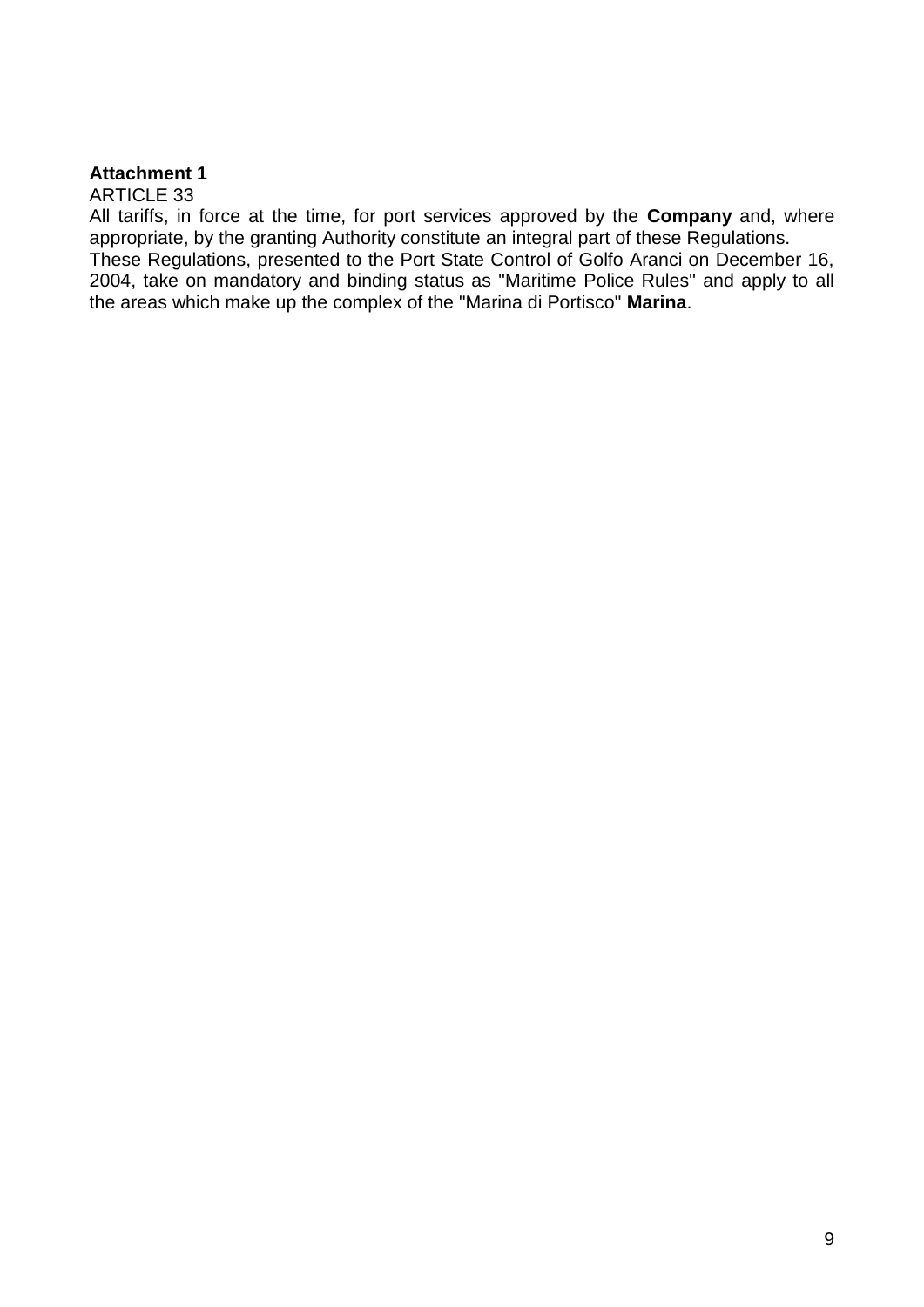**Attachment 1**

ARTICLE 33

All tariffs, in force at the time, for port services approved by the **Company** and, where appropriate, by the granting Authority constitute an integral part of these Regulations.

These Regulations, presented to the Port State Control of Golfo Aranci on December 16, 2004, take on mandatory and binding status as "Maritime Police Rules" and apply to all the areas which make up the complex of the "Marina di Portisco" **Marina**.